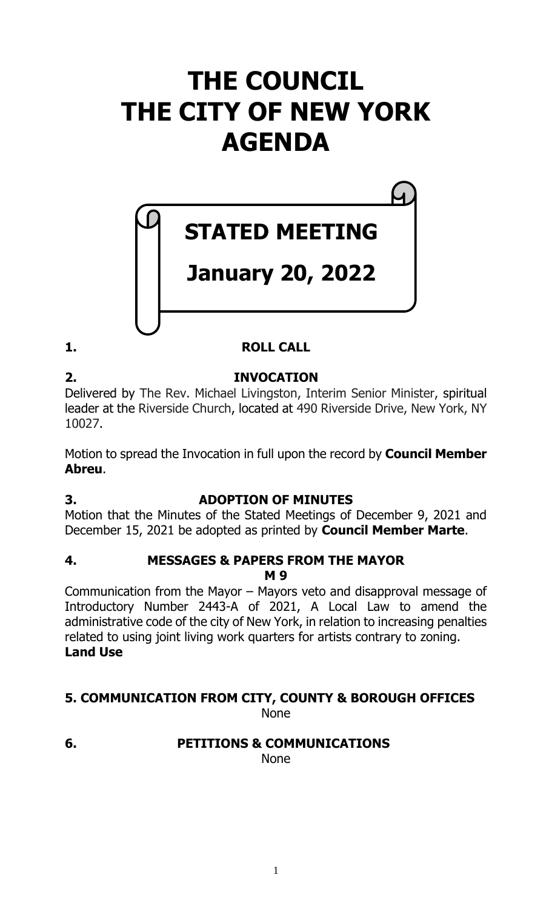# THE COUNCIL
# THE CITY OF NEW YORK
# AGENDA

## STATED MEETING

## January 20, 2022

**1. ROLL CALL**

**2. INVOCATION**

Delivered by The Rev. Michael Livingston, Interim Senior Minister, spiritual leader at the Riverside Church, located at 490 Riverside Drive, New York, NY 10027.

Motion to spread the Invocation in full upon the record by **Council Member Abreu**.

**3. ADOPTION OF MINUTES**

Motion that the Minutes of the Stated Meetings of December 9, 2021 and December 15, 2021 be adopted as printed by **Council Member Marte**.

**4. MESSAGES & PAPERS FROM THE MAYOR**

**M 9**

Communication from the Mayor – Mayors veto and disapproval message of Introductory Number 2443-A of 2021, A Local Law to amend the administrative code of the city of New York, in relation to increasing penalties related to using joint living work quarters for artists contrary to zoning.
**Land Use**

**5. COMMUNICATION FROM CITY, COUNTY & BOROUGH OFFICES**

None

**6. PETITIONS & COMMUNICATIONS**

None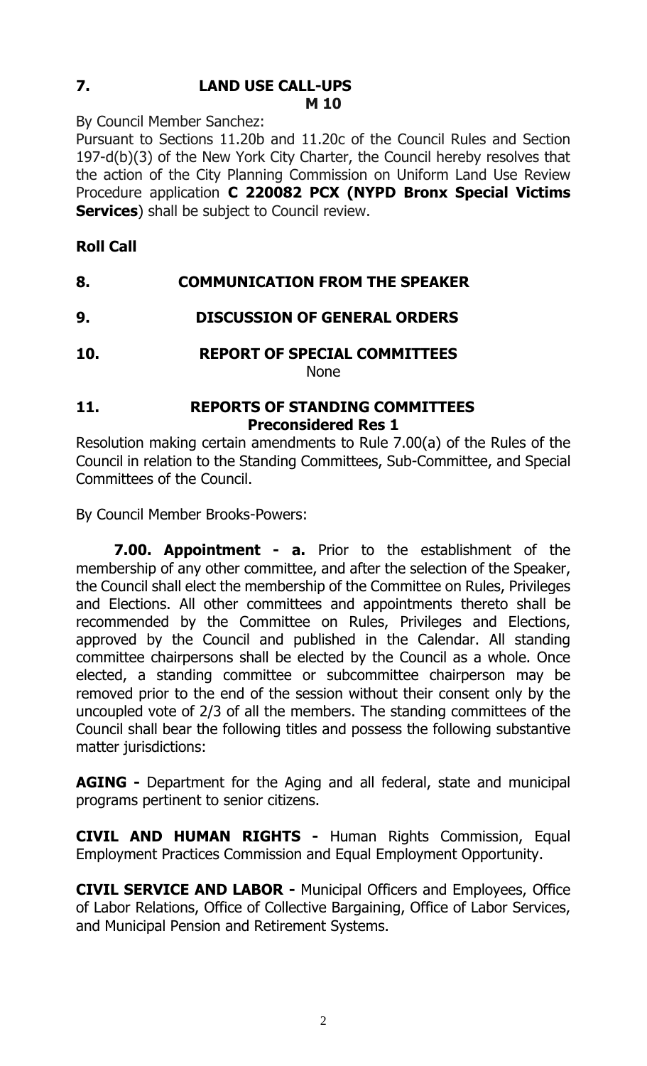## 7. LAND USE CALL-UPS

**M 10**

By Council Member Sanchez:

Pursuant to Sections 11.20b and 11.20c of the Council Rules and Section 197-d(b)(3) of the New York City Charter, the Council hereby resolves that the action of the City Planning Commission on Uniform Land Use Review Procedure application **C 220082 PCX (NYPD Bronx Special Victims Services**) shall be subject to Council review.

**Roll Call**

## 8. COMMUNICATION FROM THE SPEAKER

## 9. DISCUSSION OF GENERAL ORDERS

## 10. REPORT OF SPECIAL COMMITTEES

None

## 11. REPORTS OF STANDING COMMITTEES

**Preconsidered Res 1**

Resolution making certain amendments to Rule 7.00(a) of the Rules of the Council in relation to the Standing Committees, Sub-Committee, and Special Committees of the Council.

By Council Member Brooks-Powers:

**7.00. Appointment - a.** Prior to the establishment of the membership of any other committee, and after the selection of the Speaker, the Council shall elect the membership of the Committee on Rules, Privileges and Elections. All other committees and appointments thereto shall be recommended by the Committee on Rules, Privileges and Elections, approved by the Council and published in the Calendar. All standing committee chairpersons shall be elected by the Council as a whole. Once elected, a standing committee or subcommittee chairperson may be removed prior to the end of the session without their consent only by the uncoupled vote of 2/3 of all the members. The standing committees of the Council shall bear the following titles and possess the following substantive matter jurisdictions:

**AGING -** Department for the Aging and all federal, state and municipal programs pertinent to senior citizens.

**CIVIL AND HUMAN RIGHTS -** Human Rights Commission, Equal Employment Practices Commission and Equal Employment Opportunity.

**CIVIL SERVICE AND LABOR -** Municipal Officers and Employees, Office of Labor Relations, Office of Collective Bargaining, Office of Labor Services, and Municipal Pension and Retirement Systems.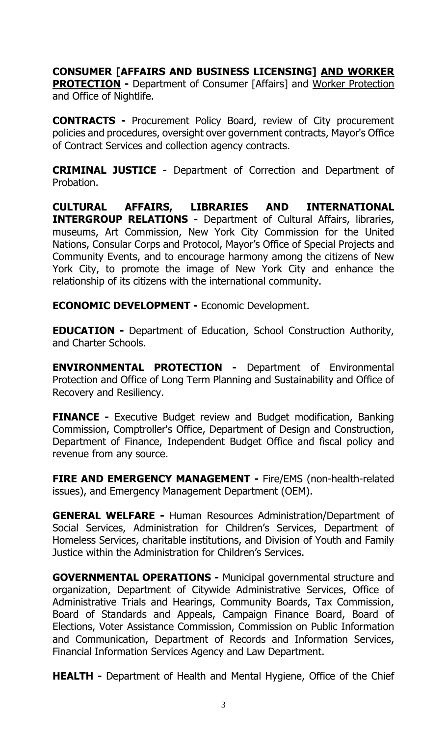**CONSUMER [AFFAIRS AND BUSINESS LICENSING] <u>AND WORKER PROTECTION</u> -** Department of Consumer [Affairs] and <u>Worker Protection</u> and Office of Nightlife.

**CONTRACTS -** Procurement Policy Board, review of City procurement policies and procedures, oversight over government contracts, Mayor's Office of Contract Services and collection agency contracts.

**CRIMINAL JUSTICE -** Department of Correction and Department of Probation.

**CULTURAL AFFAIRS, LIBRARIES AND INTERNATIONAL INTERGROUP RELATIONS -** Department of Cultural Affairs, libraries, museums, Art Commission, New York City Commission for the United Nations, Consular Corps and Protocol, Mayor's Office of Special Projects and Community Events, and to encourage harmony among the citizens of New York City, to promote the image of New York City and enhance the relationship of its citizens with the international community.

**ECONOMIC DEVELOPMENT -** Economic Development.

**EDUCATION -** Department of Education, School Construction Authority, and Charter Schools.

**ENVIRONMENTAL PROTECTION -** Department of Environmental Protection and Office of Long Term Planning and Sustainability and Office of Recovery and Resiliency.

**FINANCE -** Executive Budget review and Budget modification, Banking Commission, Comptroller's Office, Department of Design and Construction, Department of Finance, Independent Budget Office and fiscal policy and revenue from any source.

**FIRE AND EMERGENCY MANAGEMENT -** Fire/EMS (non-health-related issues), and Emergency Management Department (OEM).

**GENERAL WELFARE -** Human Resources Administration/Department of Social Services, Administration for Children's Services, Department of Homeless Services, charitable institutions, and Division of Youth and Family Justice within the Administration for Children's Services.

**GOVERNMENTAL OPERATIONS -** Municipal governmental structure and organization, Department of Citywide Administrative Services, Office of Administrative Trials and Hearings, Community Boards, Tax Commission, Board of Standards and Appeals, Campaign Finance Board, Board of Elections, Voter Assistance Commission, Commission on Public Information and Communication, Department of Records and Information Services, Financial Information Services Agency and Law Department.

**HEALTH -** Department of Health and Mental Hygiene, Office of the Chief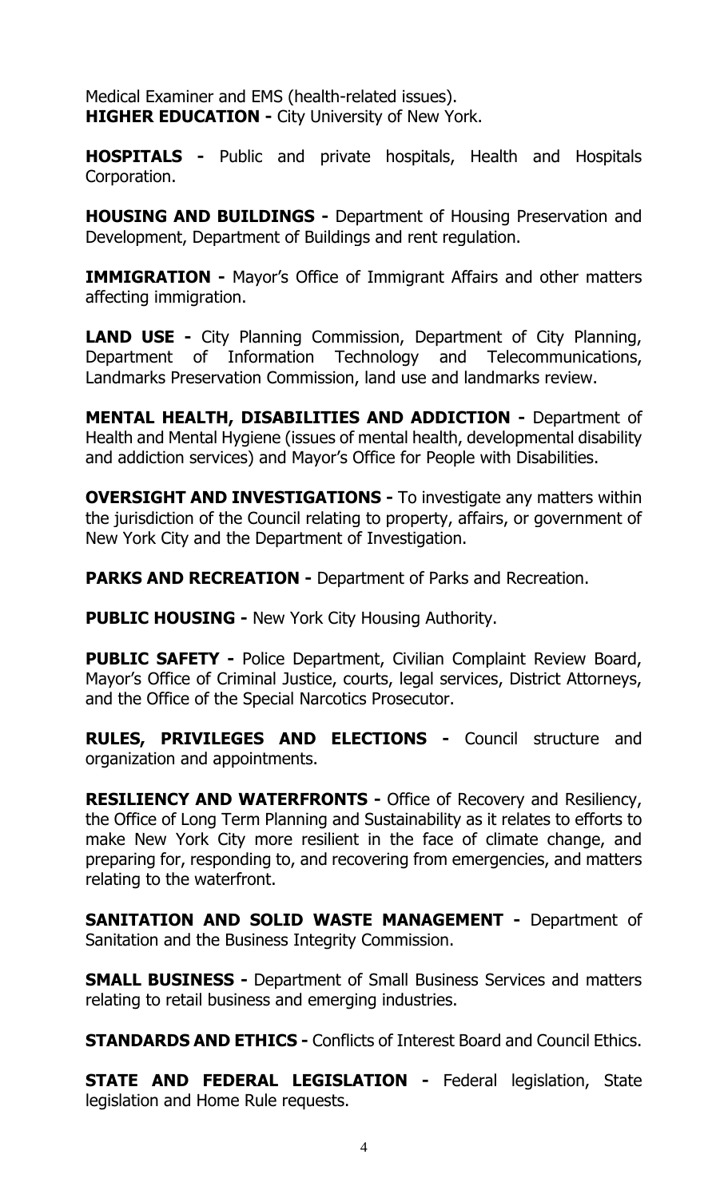Medical Examiner and EMS (health-related issues).
**HIGHER EDUCATION -** City University of New York.

**HOSPITALS -** Public and private hospitals, Health and Hospitals Corporation.

**HOUSING AND BUILDINGS -** Department of Housing Preservation and Development, Department of Buildings and rent regulation.

**IMMIGRATION -** Mayor's Office of Immigrant Affairs and other matters affecting immigration.

**LAND USE -** City Planning Commission, Department of City Planning, Department of Information Technology and Telecommunications, Landmarks Preservation Commission, land use and landmarks review.

**MENTAL HEALTH, DISABILITIES AND ADDICTION -** Department of Health and Mental Hygiene (issues of mental health, developmental disability and addiction services) and Mayor's Office for People with Disabilities.

**OVERSIGHT AND INVESTIGATIONS -** To investigate any matters within the jurisdiction of the Council relating to property, affairs, or government of New York City and the Department of Investigation.

**PARKS AND RECREATION -** Department of Parks and Recreation.

**PUBLIC HOUSING -** New York City Housing Authority.

**PUBLIC SAFETY -** Police Department, Civilian Complaint Review Board, Mayor's Office of Criminal Justice, courts, legal services, District Attorneys, and the Office of the Special Narcotics Prosecutor.

**RULES, PRIVILEGES AND ELECTIONS -** Council structure and organization and appointments.

**RESILIENCY AND WATERFRONTS -** Office of Recovery and Resiliency, the Office of Long Term Planning and Sustainability as it relates to efforts to make New York City more resilient in the face of climate change, and preparing for, responding to, and recovering from emergencies, and matters relating to the waterfront.

**SANITATION AND SOLID WASTE MANAGEMENT -** Department of Sanitation and the Business Integrity Commission.

**SMALL BUSINESS -** Department of Small Business Services and matters relating to retail business and emerging industries.

**STANDARDS AND ETHICS -** Conflicts of Interest Board and Council Ethics.

**STATE AND FEDERAL LEGISLATION -** Federal legislation, State legislation and Home Rule requests.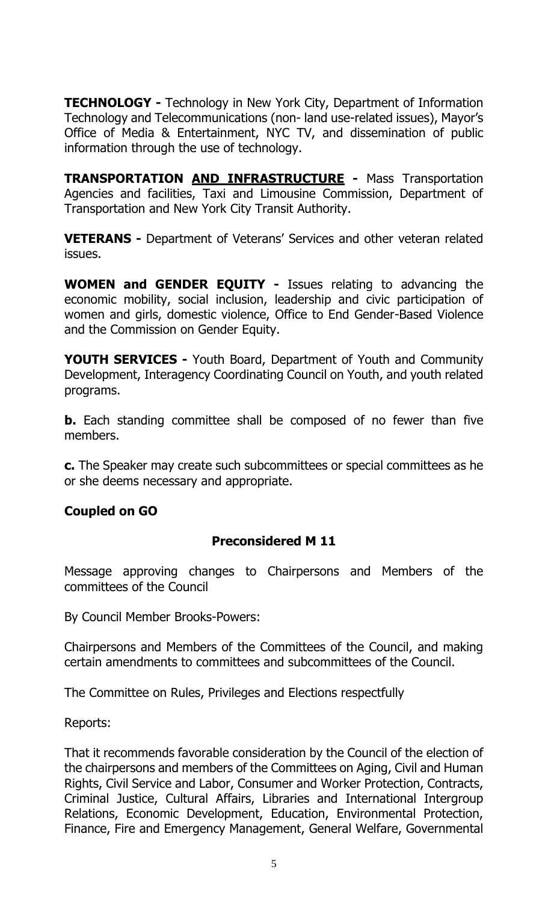**TECHNOLOGY -** Technology in New York City, Department of Information Technology and Telecommunications (non- land use-related issues), Mayor's Office of Media & Entertainment, NYC TV, and dissemination of public information through the use of technology.

**TRANSPORTATION <u>AND INFRASTRUCTURE</u> -** Mass Transportation Agencies and facilities, Taxi and Limousine Commission, Department of Transportation and New York City Transit Authority.

**VETERANS -** Department of Veterans' Services and other veteran related issues.

**WOMEN and GENDER EQUITY -** Issues relating to advancing the economic mobility, social inclusion, leadership and civic participation of women and girls, domestic violence, Office to End Gender-Based Violence and the Commission on Gender Equity.

**YOUTH SERVICES -** Youth Board, Department of Youth and Community Development, Interagency Coordinating Council on Youth, and youth related programs.

**b.** Each standing committee shall be composed of no fewer than five members.

**c.** The Speaker may create such subcommittees or special committees as he or she deems necessary and appropriate.

**Coupled on GO**

**Preconsidered M 11**

Message approving changes to Chairpersons and Members of the committees of the Council

By Council Member Brooks-Powers:

Chairpersons and Members of the Committees of the Council, and making certain amendments to committees and subcommittees of the Council.

The Committee on Rules, Privileges and Elections respectfully

Reports:

That it recommends favorable consideration by the Council of the election of the chairpersons and members of the Committees on Aging, Civil and Human Rights, Civil Service and Labor, Consumer and Worker Protection, Contracts, Criminal Justice, Cultural Affairs, Libraries and International Intergroup Relations, Economic Development, Education, Environmental Protection, Finance, Fire and Emergency Management, General Welfare, Governmental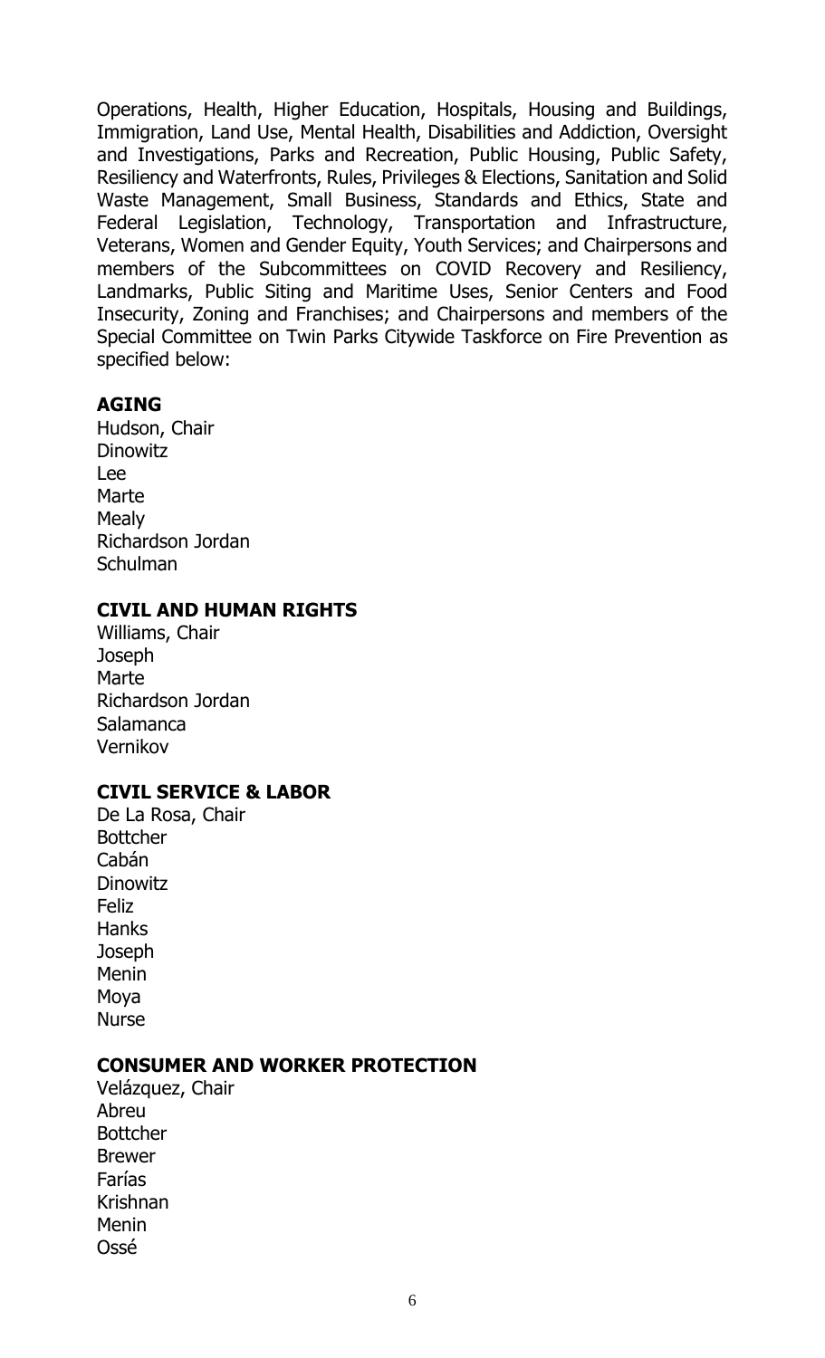Operations, Health, Higher Education, Hospitals, Housing and Buildings, Immigration, Land Use, Mental Health, Disabilities and Addiction, Oversight and Investigations, Parks and Recreation, Public Housing, Public Safety, Resiliency and Waterfronts, Rules, Privileges & Elections, Sanitation and Solid Waste Management, Small Business, Standards and Ethics, State and Federal Legislation, Technology, Transportation and Infrastructure, Veterans, Women and Gender Equity, Youth Services; and Chairpersons and members of the Subcommittees on COVID Recovery and Resiliency, Landmarks, Public Siting and Maritime Uses, Senior Centers and Food Insecurity, Zoning and Franchises; and Chairpersons and members of the Special Committee on Twin Parks Citywide Taskforce on Fire Prevention as specified below:

**AGING**
Hudson, Chair
Dinowitz
Lee
Marte
Mealy
Richardson Jordan
Schulman

**CIVIL AND HUMAN RIGHTS**
Williams, Chair
Joseph
Marte
Richardson Jordan
Salamanca
Vernikov

**CIVIL SERVICE & LABOR**
De La Rosa, Chair
Bottcher
Cabán
Dinowitz
Feliz
Hanks
Joseph
Menin
Moya
Nurse

**CONSUMER AND WORKER PROTECTION**
Velázquez, Chair
Abreu
Bottcher
Brewer
Farías
Krishnan
Menin
Ossé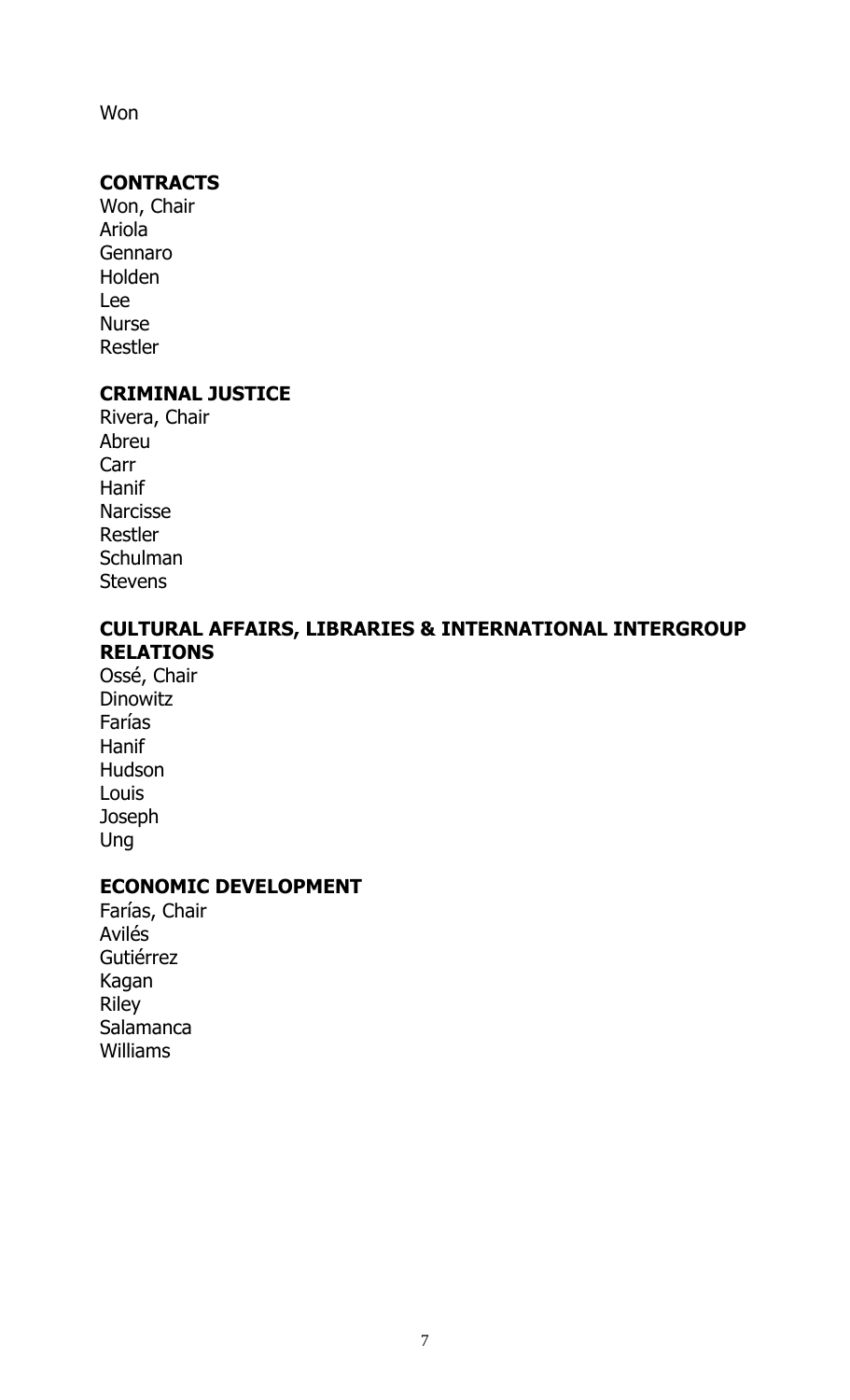Won

**CONTRACTS**
Won, Chair
Ariola
Gennaro
Holden
Lee
Nurse
Restler

**CRIMINAL JUSTICE**
Rivera, Chair
Abreu
Carr
Hanif
Narcisse
Restler
Schulman
Stevens

**CULTURAL AFFAIRS, LIBRARIES & INTERNATIONAL INTERGROUP RELATIONS**
Ossé, Chair
Dinowitz
Farías
Hanif
Hudson
Louis
Joseph
Ung

**ECONOMIC DEVELOPMENT**
Farías, Chair
Avilés
Gutiérrez
Kagan
Riley
Salamanca
Williams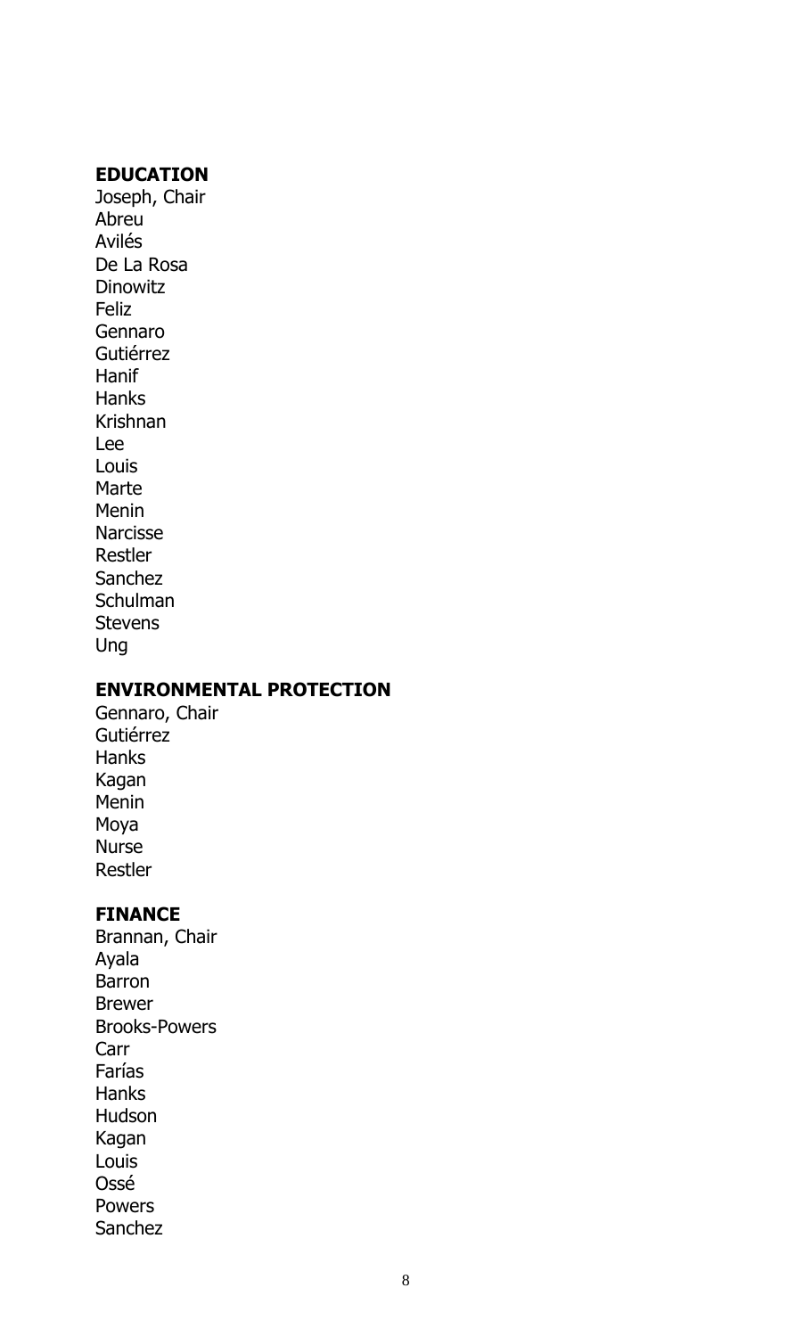**EDUCATION**

Joseph, Chair
Abreu
Avilés
De La Rosa
Dinowitz
Feliz
Gennaro
Gutiérrez
Hanif
Hanks
Krishnan
Lee
Louis
Marte
Menin
Narcisse
Restler
Sanchez
Schulman
Stevens
Ung

**ENVIRONMENTAL PROTECTION**

Gennaro, Chair
Gutiérrez
Hanks
Kagan
Menin
Moya
Nurse
Restler

**FINANCE**

Brannan, Chair
Ayala
Barron
Brewer
Brooks-Powers
Carr
Farías
Hanks
Hudson
Kagan
Louis
Ossé
Powers
Sanchez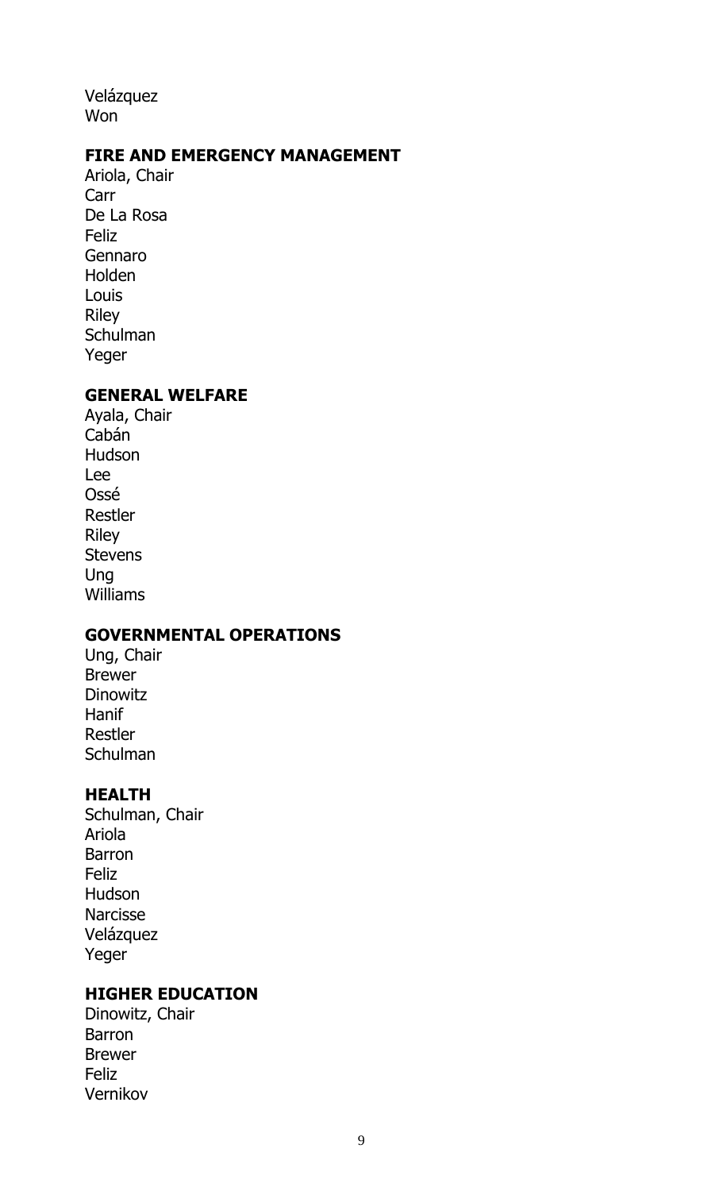Velázquez
Won

**FIRE AND EMERGENCY MANAGEMENT**
Ariola, Chair
Carr
De La Rosa
Feliz
Gennaro
Holden
Louis
Riley
Schulman
Yeger

**GENERAL WELFARE**
Ayala, Chair
Cabán
Hudson
Lee
Ossé
Restler
Riley
Stevens
Ung
Williams

**GOVERNMENTAL OPERATIONS**
Ung, Chair
Brewer
Dinowitz
Hanif
Restler
Schulman

**HEALTH**
Schulman, Chair
Ariola
Barron
Feliz
Hudson
Narcisse
Velázquez
Yeger

**HIGHER EDUCATION**
Dinowitz, Chair
Barron
Brewer
Feliz
Vernikov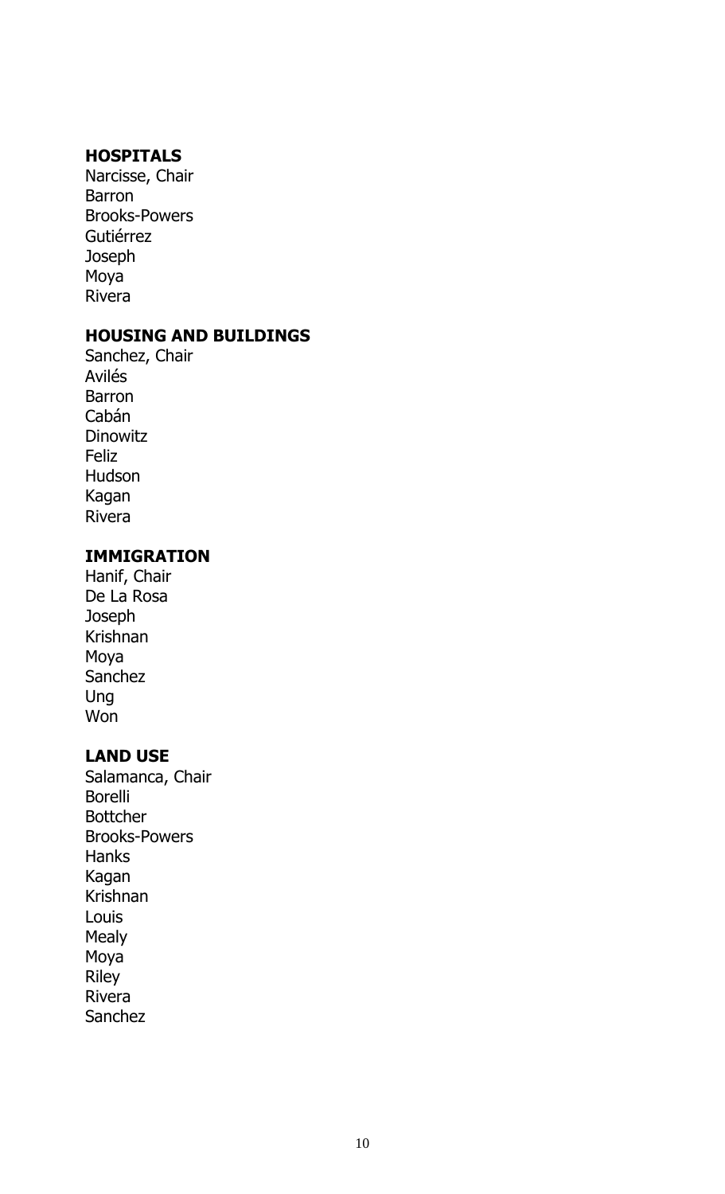**HOSPITALS**

Narcisse, Chair
Barron
Brooks-Powers
Gutiérrez
Joseph
Moya
Rivera

**HOUSING AND BUILDINGS**

Sanchez, Chair
Avilés
Barron
Cabán
Dinowitz
Feliz
Hudson
Kagan
Rivera

**IMMIGRATION**

Hanif, Chair
De La Rosa
Joseph
Krishnan
Moya
Sanchez
Ung
Won

**LAND USE**

Salamanca, Chair
Borelli
Bottcher
Brooks-Powers
Hanks
Kagan
Krishnan
Louis
Mealy
Moya
Riley
Rivera
Sanchez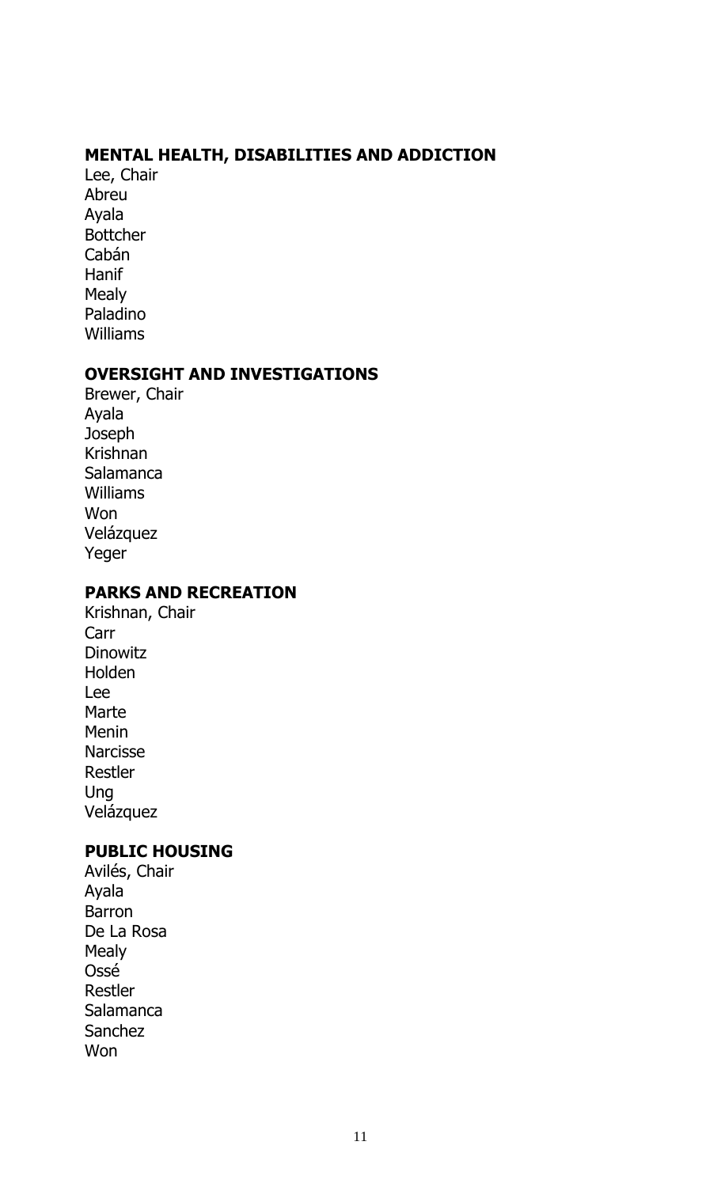**MENTAL HEALTH, DISABILITIES AND ADDICTION**

Lee, Chair
Abreu
Ayala
Bottcher
Cabán
Hanif
Mealy
Paladino
Williams

**OVERSIGHT AND INVESTIGATIONS**

Brewer, Chair
Ayala
Joseph
Krishnan
Salamanca
Williams
Won
Velázquez
Yeger

**PARKS AND RECREATION**

Krishnan, Chair
Carr
Dinowitz
Holden
Lee
Marte
Menin
Narcisse
Restler
Ung
Velázquez

**PUBLIC HOUSING**

Avilés, Chair
Ayala
Barron
De La Rosa
Mealy
Ossé
Restler
Salamanca
Sanchez
Won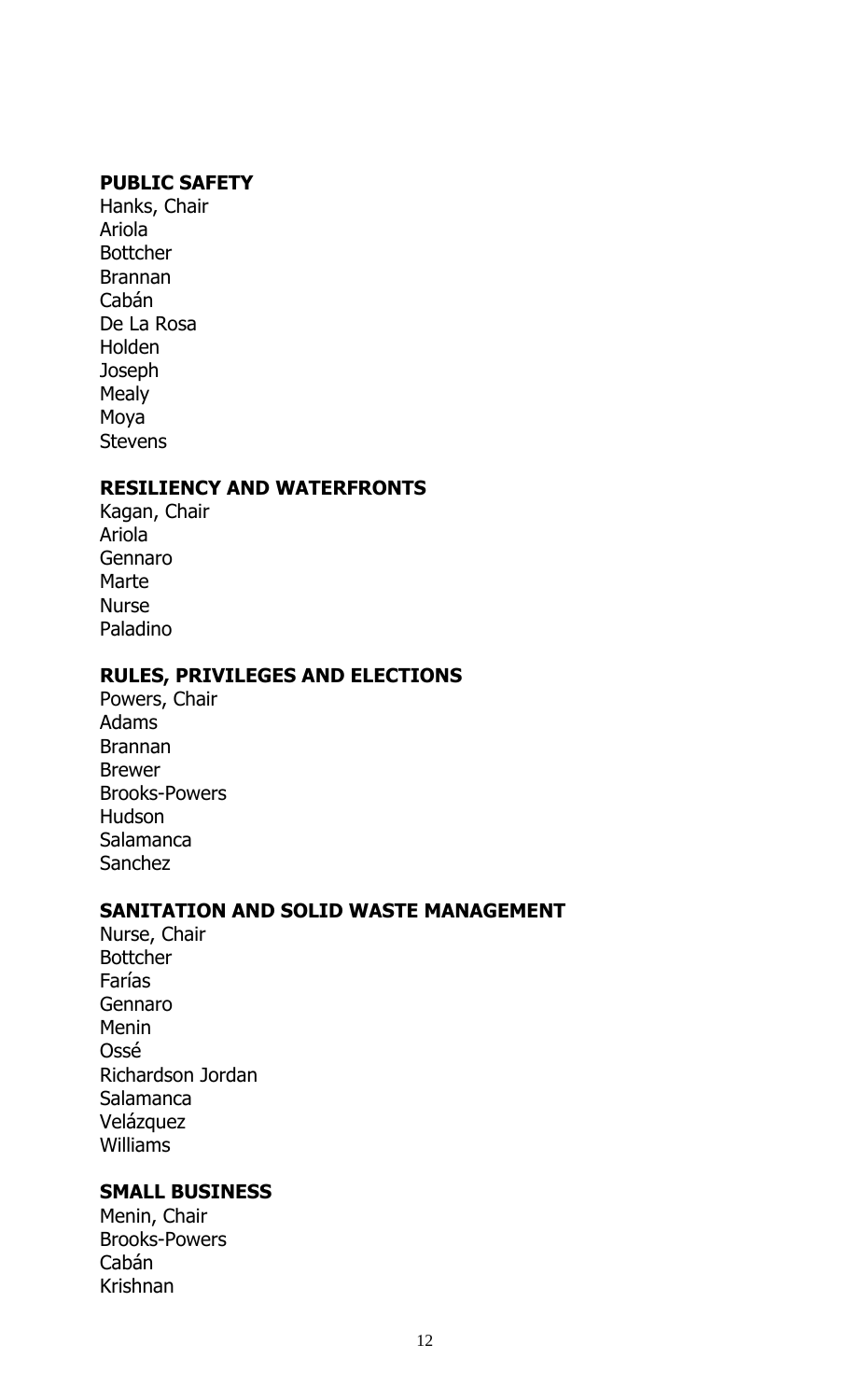**PUBLIC SAFETY**
Hanks, Chair
Ariola
Bottcher
Brannan
Cabán
De La Rosa
Holden
Joseph
Mealy
Moya
Stevens

**RESILIENCY AND WATERFRONTS**
Kagan, Chair
Ariola
Gennaro
Marte
Nurse
Paladino

**RULES, PRIVILEGES AND ELECTIONS**
Powers, Chair
Adams
Brannan
Brewer
Brooks-Powers
Hudson
Salamanca
Sanchez

**SANITATION AND SOLID WASTE MANAGEMENT**
Nurse, Chair
Bottcher
Farías
Gennaro
Menin
Ossé
Richardson Jordan
Salamanca
Velázquez
Williams

**SMALL BUSINESS**
Menin, Chair
Brooks-Powers
Cabán
Krishnan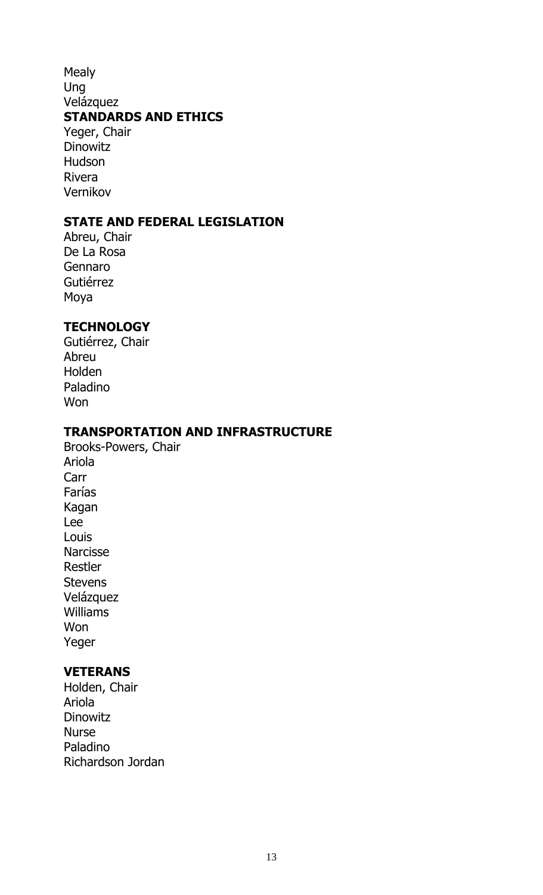Mealy
Ung
Velázquez

**STANDARDS AND ETHICS**

Yeger, Chair
Dinowitz
Hudson
Rivera
Vernikov

**STATE AND FEDERAL LEGISLATION**

Abreu, Chair
De La Rosa
Gennaro
Gutiérrez
Moya

**TECHNOLOGY**

Gutiérrez, Chair
Abreu
Holden
Paladino
Won

**TRANSPORTATION AND INFRASTRUCTURE**

Brooks-Powers, Chair
Ariola
Carr
Farías
Kagan
Lee
Louis
Narcisse
Restler
Stevens
Velázquez
Williams
Won
Yeger

**VETERANS**

Holden, Chair
Ariola
Dinowitz
Nurse
Paladino
Richardson Jordan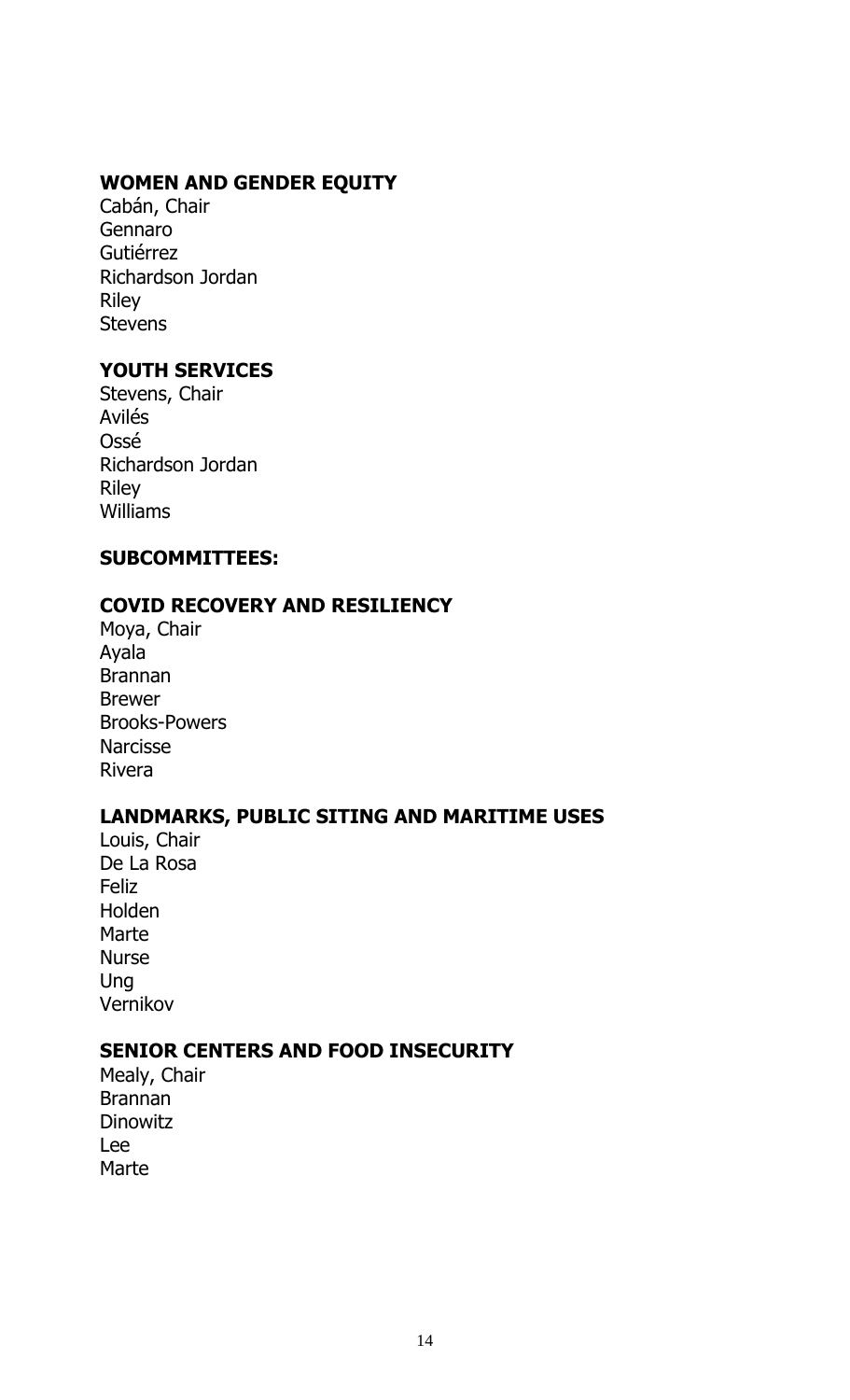**WOMEN AND GENDER EQUITY**

Cabán, Chair
Gennaro
Gutiérrez
Richardson Jordan
Riley
Stevens

**YOUTH SERVICES**

Stevens, Chair
Avilés
Ossé
Richardson Jordan
Riley
Williams

**SUBCOMMITTEES:**

**COVID RECOVERY AND RESILIENCY**

Moya, Chair
Ayala
Brannan
Brewer
Brooks-Powers
Narcisse
Rivera

**LANDMARKS, PUBLIC SITING AND MARITIME USES**

Louis, Chair
De La Rosa
Feliz
Holden
Marte
Nurse
Ung
Vernikov

**SENIOR CENTERS AND FOOD INSECURITY**

Mealy, Chair
Brannan
Dinowitz
Lee
Marte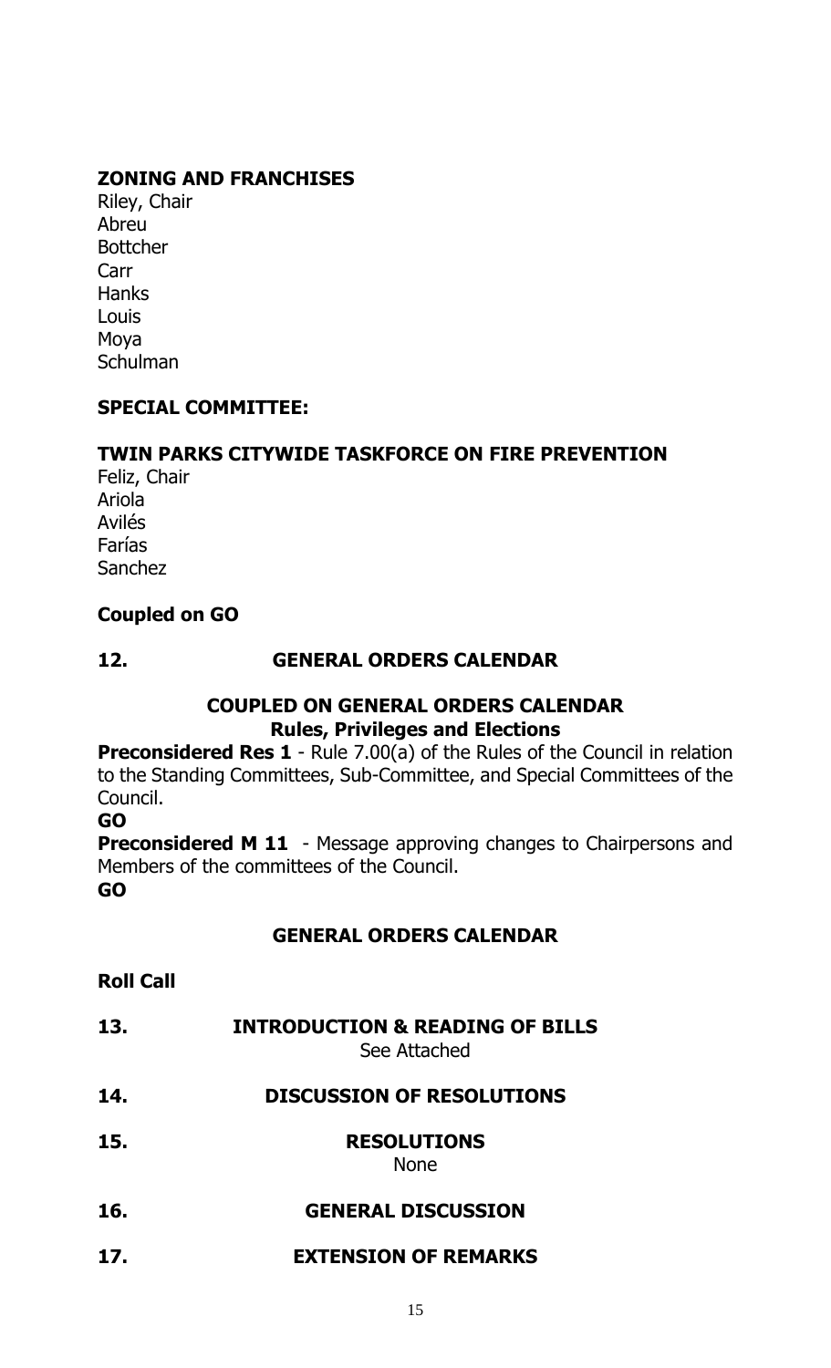**ZONING AND FRANCHISES**

Riley, Chair
Abreu
Bottcher
Carr
Hanks
Louis
Moya
Schulman

**SPECIAL COMMITTEE:**

**TWIN PARKS CITYWIDE TASKFORCE ON FIRE PREVENTION**

Feliz, Chair
Ariola
Avilés
Farías
Sanchez

**Coupled on GO**

**12. GENERAL ORDERS CALENDAR**

**COUPLED ON GENERAL ORDERS CALENDAR**
**Rules, Privileges and Elections**

**Preconsidered Res 1** - Rule 7.00(a) of the Rules of the Council in relation to the Standing Committees, Sub-Committee, and Special Committees of the Council.

**GO**

**Preconsidered M 11** - Message approving changes to Chairpersons and Members of the committees of the Council.

**GO**

**GENERAL ORDERS CALENDAR**

**Roll Call**

**13. INTRODUCTION & READING OF BILLS**
See Attached

**14. DISCUSSION OF RESOLUTIONS**

**15. RESOLUTIONS**
None

**16. GENERAL DISCUSSION**

**17. EXTENSION OF REMARKS**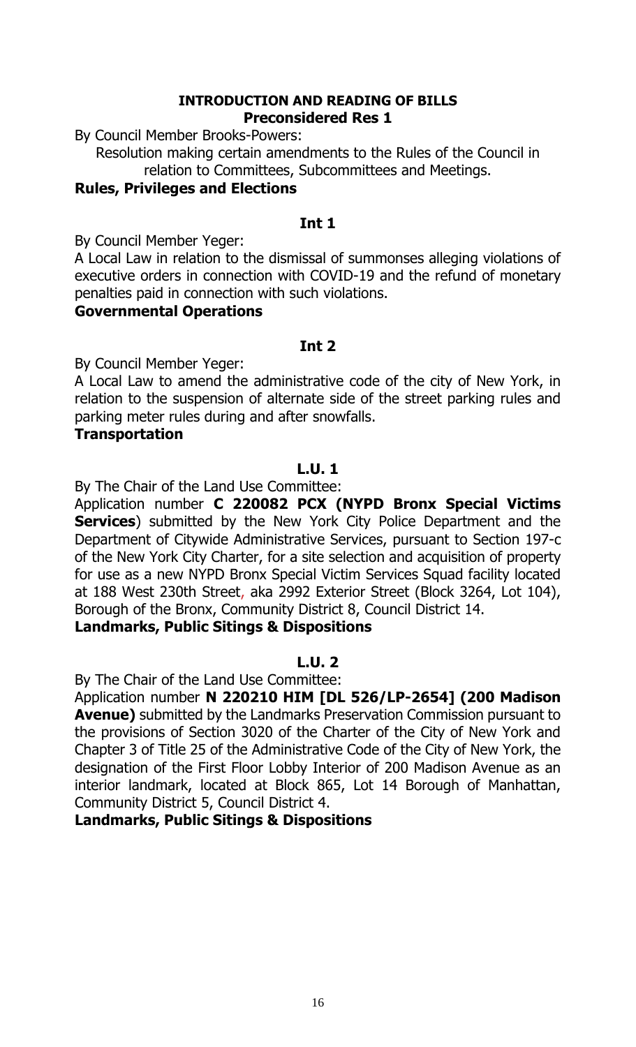**INTRODUCTION AND READING OF BILLS**

**Preconsidered Res 1**

By Council Member Brooks-Powers:

Resolution making certain amendments to the Rules of the Council in relation to Committees, Subcommittees and Meetings.

**Rules, Privileges and Elections**

**Int 1**

By Council Member Yeger:

A Local Law in relation to the dismissal of summonses alleging violations of executive orders in connection with COVID-19 and the refund of monetary penalties paid in connection with such violations.

**Governmental Operations**

**Int 2**

By Council Member Yeger:

A Local Law to amend the administrative code of the city of New York, in relation to the suspension of alternate side of the street parking rules and parking meter rules during and after snowfalls.

**Transportation**

**L.U. 1**

By The Chair of the Land Use Committee:

Application number **C 220082 PCX (NYPD Bronx Special Victims Services**) submitted by the New York City Police Department and the Department of Citywide Administrative Services, pursuant to Section 197-c of the New York City Charter, for a site selection and acquisition of property for use as a new NYPD Bronx Special Victim Services Squad facility located at 188 West 230th Street, aka 2992 Exterior Street (Block 3264, Lot 104), Borough of the Bronx, Community District 8, Council District 14.

**Landmarks, Public Sitings & Dispositions**

**L.U. 2**

By The Chair of the Land Use Committee:

Application number **N 220210 HIM [DL 526/LP-2654] (200 Madison Avenue)** submitted by the Landmarks Preservation Commission pursuant to the provisions of Section 3020 of the Charter of the City of New York and Chapter 3 of Title 25 of the Administrative Code of the City of New York, the designation of the First Floor Lobby Interior of 200 Madison Avenue as an interior landmark, located at Block 865, Lot 14 Borough of Manhattan, Community District 5, Council District 4.

**Landmarks, Public Sitings & Dispositions**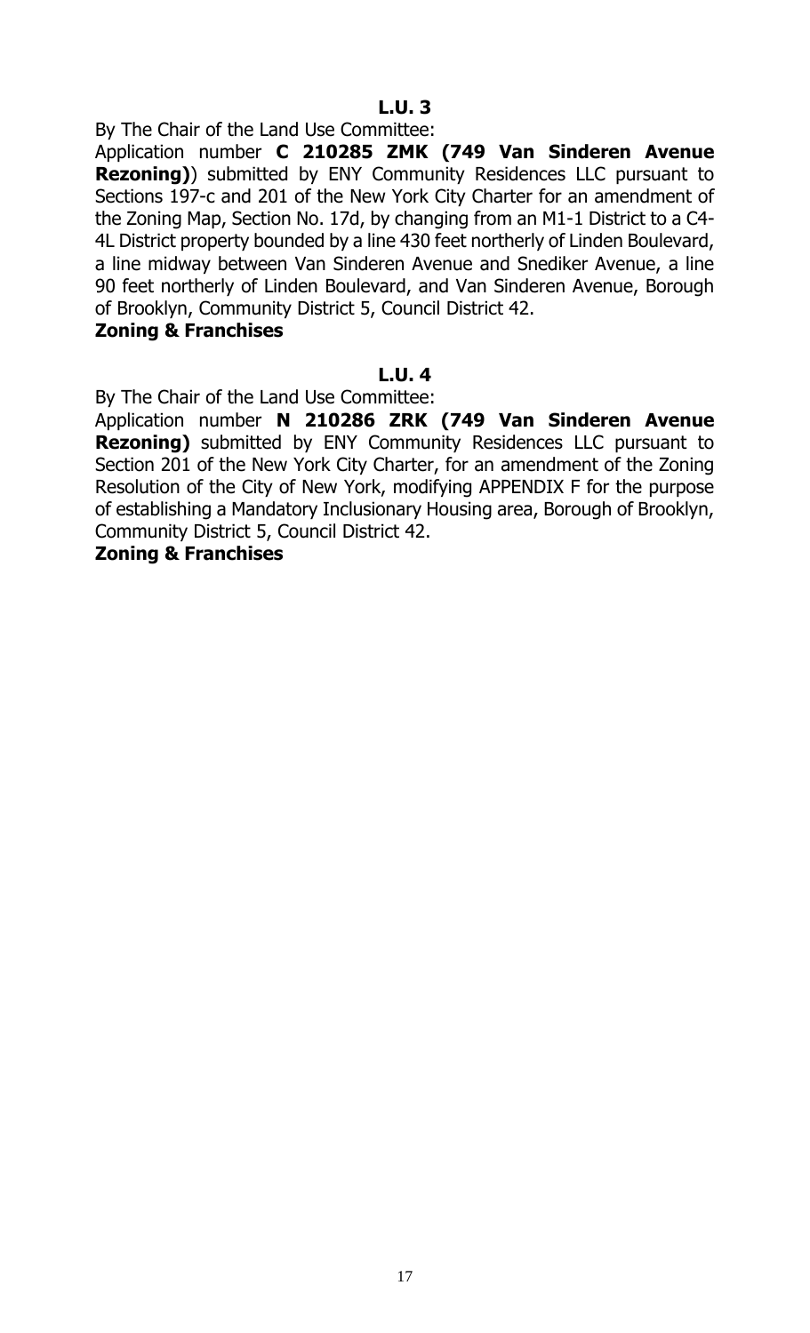**L.U. 3**

By The Chair of the Land Use Committee:

Application number **C 210285 ZMK (749 Van Sinderen Avenue Rezoning)**) submitted by ENY Community Residences LLC pursuant to Sections 197-c and 201 of the New York City Charter for an amendment of the Zoning Map, Section No. 17d, by changing from an M1-1 District to a C4-4L District property bounded by a line 430 feet northerly of Linden Boulevard, a line midway between Van Sinderen Avenue and Snediker Avenue, a line 90 feet northerly of Linden Boulevard, and Van Sinderen Avenue, Borough of Brooklyn, Community District 5, Council District 42.

**Zoning & Franchises**

**L.U. 4**

By The Chair of the Land Use Committee:

Application number **N 210286 ZRK (749 Van Sinderen Avenue Rezoning)** submitted by ENY Community Residences LLC pursuant to Section 201 of the New York City Charter, for an amendment of the Zoning Resolution of the City of New York, modifying APPENDIX F for the purpose of establishing a Mandatory Inclusionary Housing area, Borough of Brooklyn, Community District 5, Council District 42.

**Zoning & Franchises**